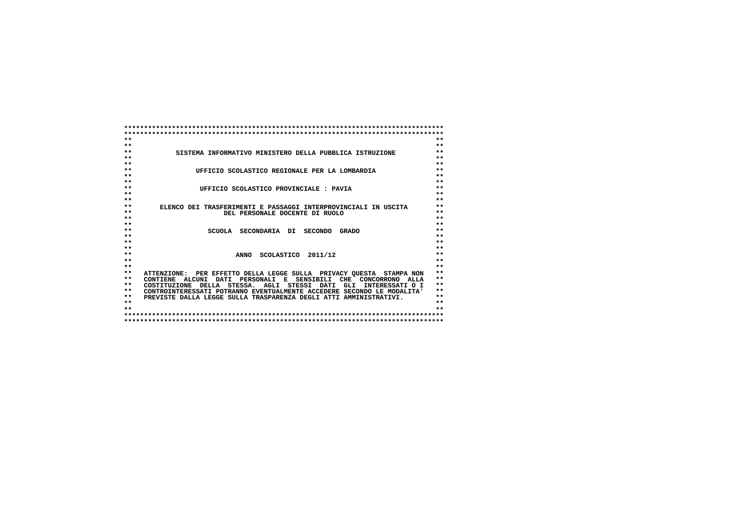SISTEMA INFORMATIVO MINISTERO DELLA PUBBLICA ISTRUZIONE

UFFICIO SCOLASTICO REGIONALE PER LA LOMBARDIA

UFFICIO SCOLASTICO PROVINCIALE : PAVIA

ELENCO DEI TRASFERIMENTI E PASSAGGI INTERPROVINCIALI IN USCITA
DEL PERSONALE DOCENTE DI RUOLO

SCUOLA SECONDARIA DI SECONDO GRADO

ANNO SCOLASTICO 2011/12

ATTENZIONE: PER EFFETTO DELLA LEGGE SULLA PRIVACY QUESTA STAMPA NON CONTIENE ALCUNI DATI PERSONALI E SENSIBILI CHE CONCORRONO ALLA COSTITUZIONE DELLA STESSA. AGLI STESSI DATI GLI INTERESSATI O I CONTROINTERESSATI POTRANNO EVENTUALMENTE ACCEDERE SECONDO LE MODALITA' PREVISTE DALLA LEGGE SULLA TRASPARENZA DEGLI ATTI AMMINISTRATIVI.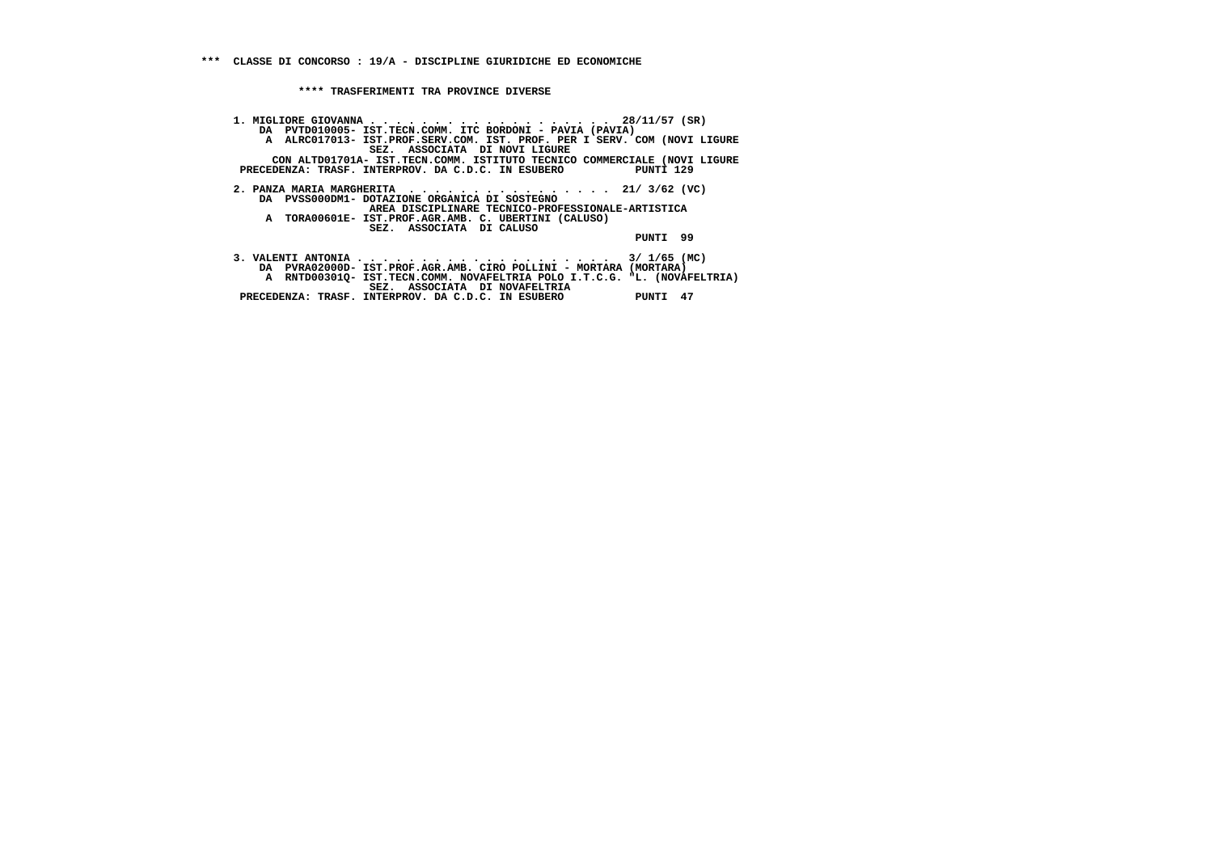\*\*\* CLASSE DI CONCORSO : 19/A - DISCIPLINE GIURIDICHE ED ECONOMICHE

\*\*\*\* TRASFERIMENTI TRA PROVINCE DIVERSE

1. MIGLIORE GIOVANNA . . . . . . . . . . . . . . . . . . . . 28/11/57 (SR)
   DA PVTD010005- IST.TECN.COMM. ITC BORDONI - PAVIA (PAVIA)
   A ALRC017013- IST.PROF.SERV.COM. IST. PROF. PER I SERV. COM (NOVI LIGURE
   SEZ. ASSOCIATA DI NOVI LIGURE
   CON ALTD01701A- IST.TECN.COMM. ISTITUTO TECNICO COMMERCIALE (NOVI LIGURE
   PRECEDENZA: TRASF. INTERPROV. DA C.D.C. IN ESUBERO PUNTI 129

2. PANZA MARIA MARGHERITA . . . . . . . . . . . . . . . . 21/ 3/62 (VC)
   DA PVSS000DM1- DOTAZIONE ORGANICA DI SOSTEGNO
   AREA DISCIPLINARE TECNICO-PROFESSIONALE-ARTISTICA
   A TORA00601E- IST.PROF.AGR.AMB. C. UBERTINI (CALUSO)
   SEZ. ASSOCIATA DI CALUSO
   PUNTI 99

3. VALENTI ANTONIA . . . . . . . . . . . . . . . . . . . . 3/ 1/65 (MC)
   DA PVRA02000D- IST.PROF.AGR.AMB. CIRO POLLINI - MORTARA (MORTARA)
   A RNTD00301Q- IST.TECN.COMM. NOVAFELTRIA POLO I.T.C.G. "L. (NOVAFELTRIA)
   SEZ. ASSOCIATA DI NOVAFELTRIA
   PRECEDENZA: TRASF. INTERPROV. DA C.D.C. IN ESUBERO PUNTI 47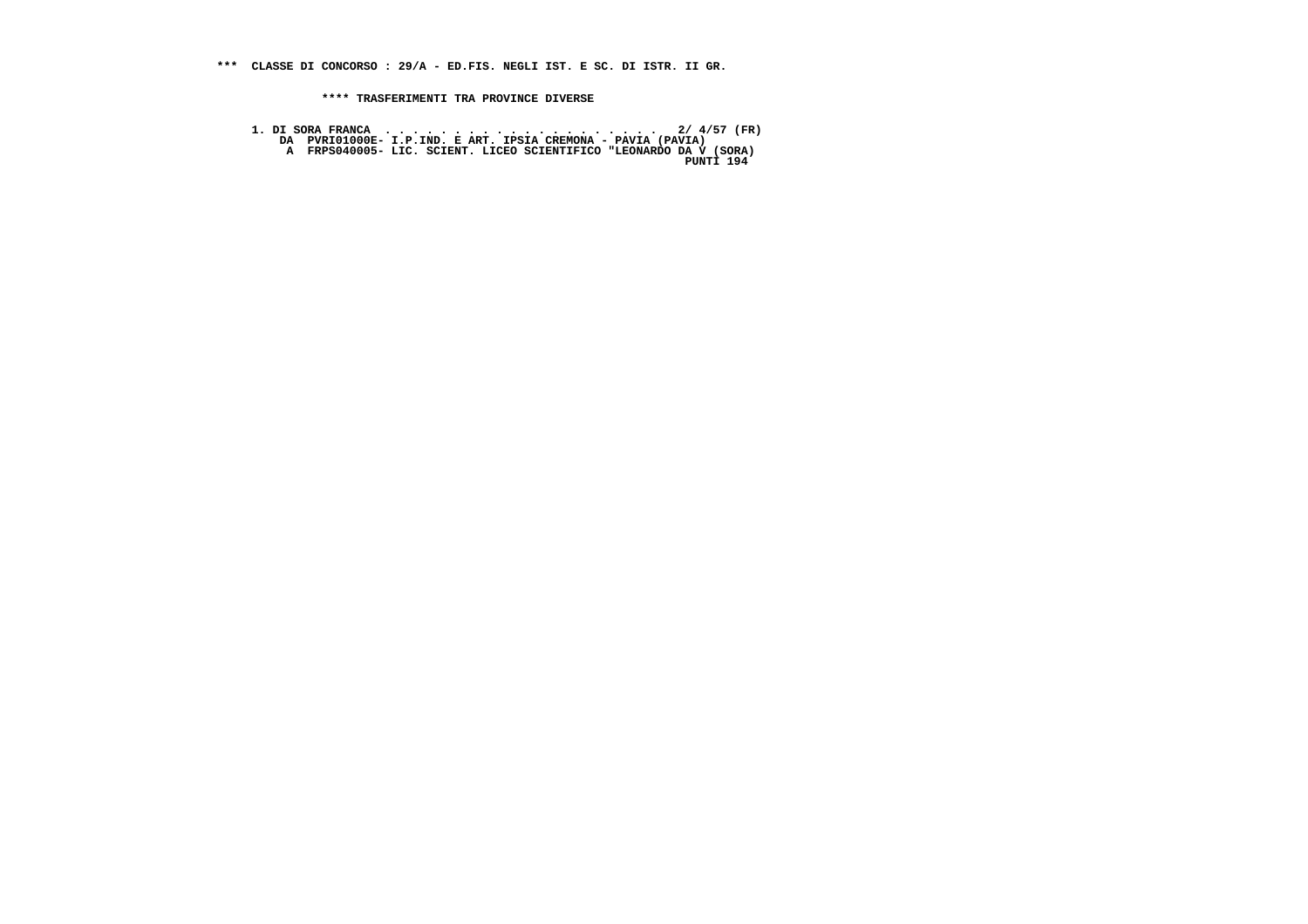*** CLASSE DI CONCORSO : 29/A - ED.FIS. NEGLI IST. E SC. DI ISTR. II GR.

**** TRASFERIMENTI TRA PROVINCE DIVERSE

```
1. DI SORA FRANCA  . . . . . . . . . . . . . . . . . . . . .  2/ 4/57 (FR)
    DA  PVRI01000E- I.P.IND. E ART. IPSIA CREMONA - PAVIA (PAVIA)
     A  FRPS040005- LIC. SCIENT. LICEO SCIENTIFICO "LEONARDO DA V (SORA)
                                                           PUNTI 194
```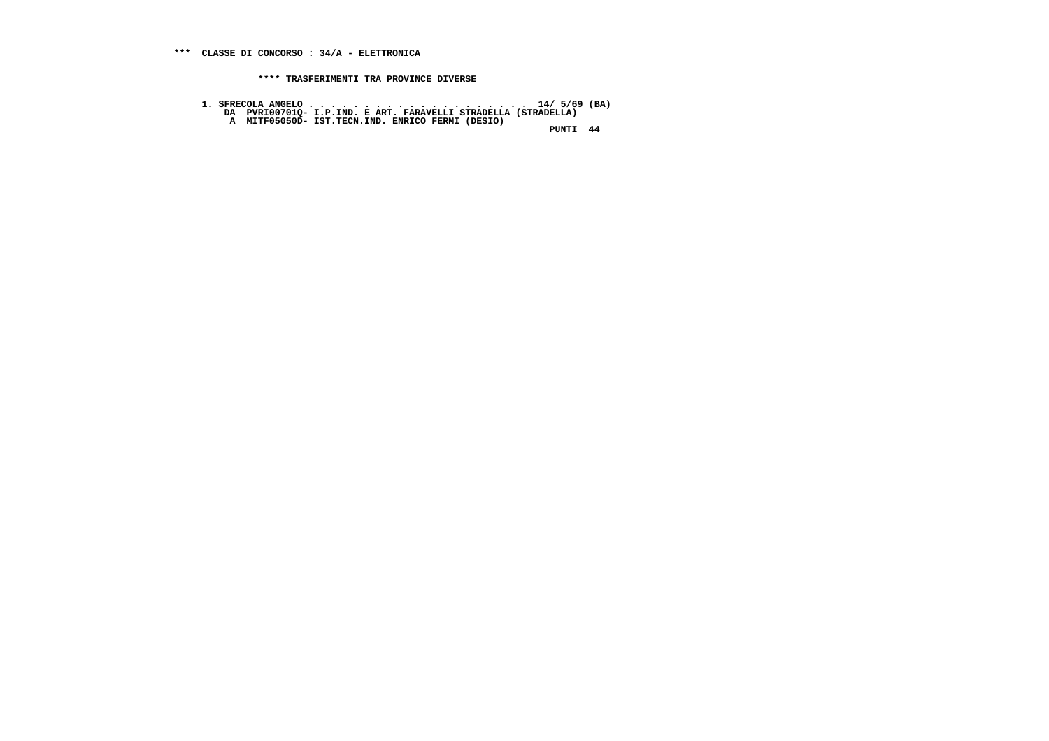**\*\*\* CLASSE DI CONCORSO : 34/A - ELETTRONICA**

**\*\*\*\* TRASFERIMENTI TRA PROVINCE DIVERSE**

```
1. SFRECOLA ANGELO . . . . . . . . . . . . . . . . . . . . .  14/ 5/69 (BA)
    DA  PVRI00701Q- I.P.IND. E ART. FARAVELLI STRADELLA (STRADELLA)
     A  MITF05050D- IST.TECN.IND. ENRICO FERMI (DESIO)
                                                               PUNTI  44
```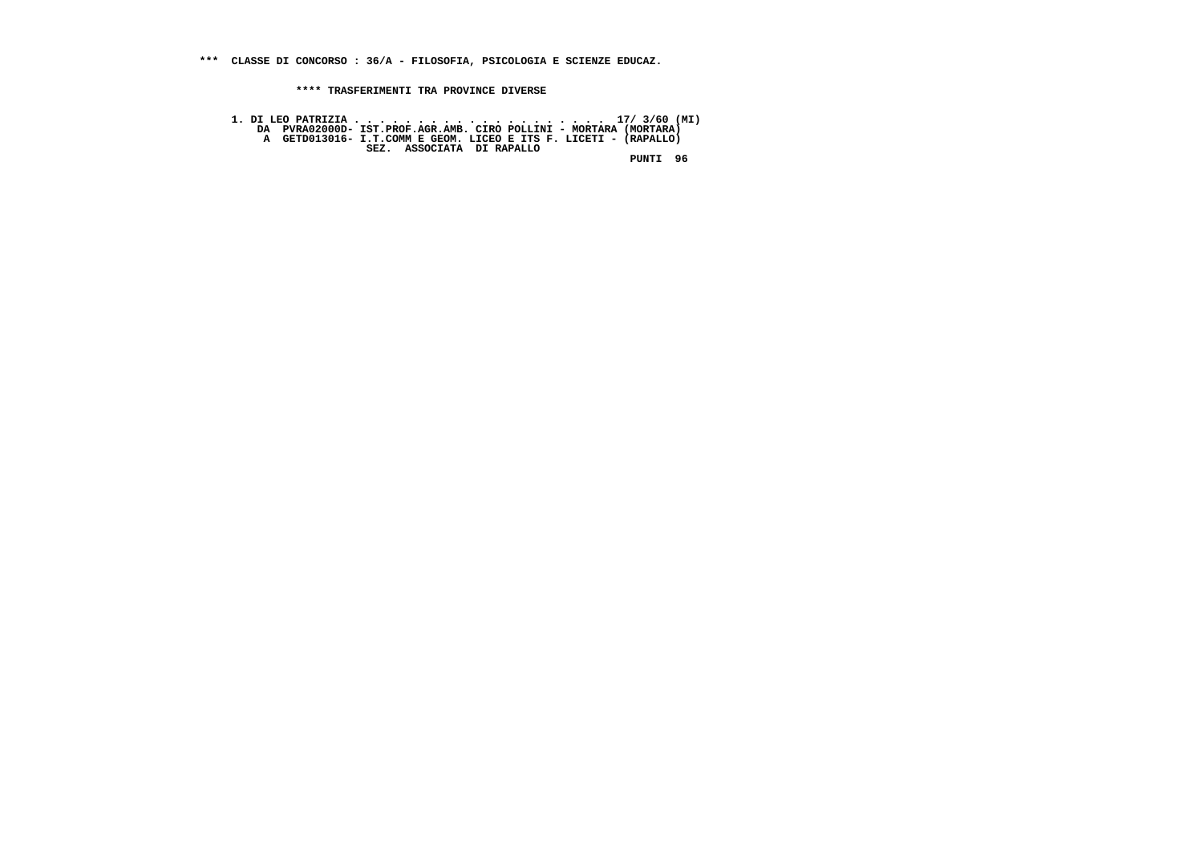**\*\*\* CLASSE DI CONCORSO : 36/A - FILOSOFIA, PSICOLOGIA E SCIENZE EDUCAZ.**

**\*\*\*\* TRASFERIMENTI TRA PROVINCE DIVERSE**

```
1. DI LEO PATRIZIA . . . . . . . . . . . . . . . . . . . . 17/ 3/60 (MI)
    DA  PVRA02000D- IST.PROF.AGR.AMB. CIRO POLLINI - MORTARA (MORTARA)
     A  GETD013016- I.T.COMM E GEOM. LICEO E ITS F. LICETI - (RAPALLO)
                    SEZ.  ASSOCIATA  DI RAPALLO
                                                            PUNTI  96
```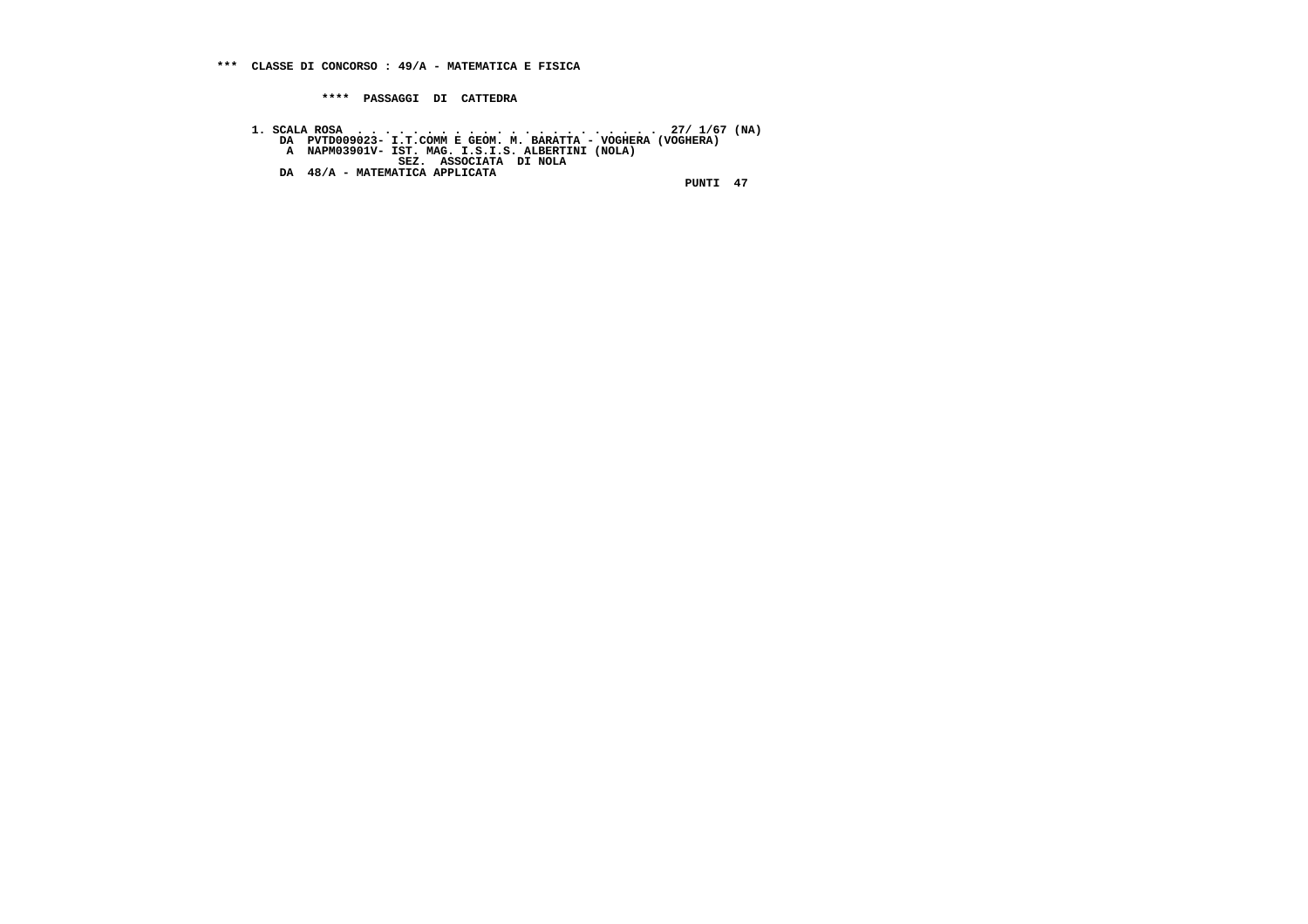**\*\*\*  CLASSE DI CONCORSO : 49/A - MATEMATICA E FISICA**

**\*\*\*\*  PASSAGGI  DI  CATTEDRA**

```
1. SCALA ROSA  . . . . . . . . . . . . . . . . . . . . . .  27/ 1/67 (NA)
    DA  PVTD009023- I.T.COMM E GEOM. M. BARATTA - VOGHERA (VOGHERA)
     A  NAPM03901V- IST. MAG. I.S.I.S. ALBERTINI (NOLA)
                     SEZ.  ASSOCIATA  DI NOLA
    DA  48/A - MATEMATICA APPLICATA
                                                               PUNTI  47
```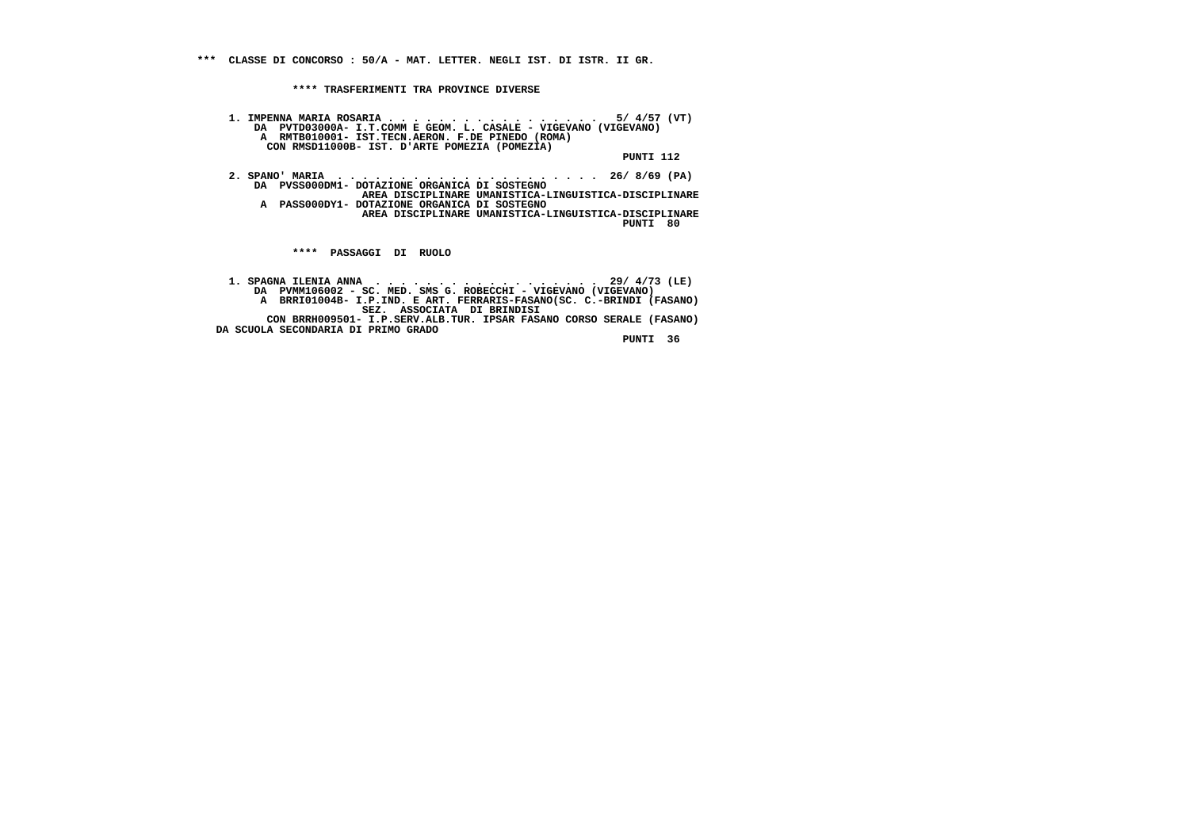*** CLASSE DI CONCORSO : 50/A - MAT. LETTER. NEGLI IST. DI ISTR. II GR.

**** TRASFERIMENTI TRA PROVINCE DIVERSE

1. IMPENNA MARIA ROSARIA . . . . . . . . . . . . . . . . . 5/ 4/57 (VT)
   DA PVTD03000A- I.T.COMM E GEOM. L. CASALE - VIGEVANO (VIGEVANO)
   A RMTB010001- IST.TECN.AERON. F.DE PINEDO (ROMA)
   CON RMSD11000B- IST. D'ARTE POMEZIA (POMEZIA)
   PUNTI 112

2. SPANO' MARIA . . . . . . . . . . . . . . . . . . . . 26/ 8/69 (PA)
   DA PVSS000DM1- DOTAZIONE ORGANICA DI SOSTEGNO
   AREA DISCIPLINARE UMANISTICA-LINGUISTICA-DISCIPLINARE
   A PASS000DY1- DOTAZIONE ORGANICA DI SOSTEGNO
   AREA DISCIPLINARE UMANISTICA-LINGUISTICA-DISCIPLINARE
   PUNTI 80

**** PASSAGGI DI RUOLO

1. SPAGNA ILENIA ANNA . . . . . . . . . . . . . . . . . 29/ 4/73 (LE)
   DA PVMM106002 - SC. MED. SMS G. ROBECCHI - VIGEVANO (VIGEVANO)
   A BRRI01004B- I.P.IND. E ART. FERRARIS-FASANO(SC. C.-BRINDI (FASANO)
   SEZ. ASSOCIATA DI BRINDISI
   CON BRRH009501- I.P.SERV.ALB.TUR. IPSAR FASANO CORSO SERALE (FASANO)
   DA SCUOLA SECONDARIA DI PRIMO GRADO
   PUNTI 36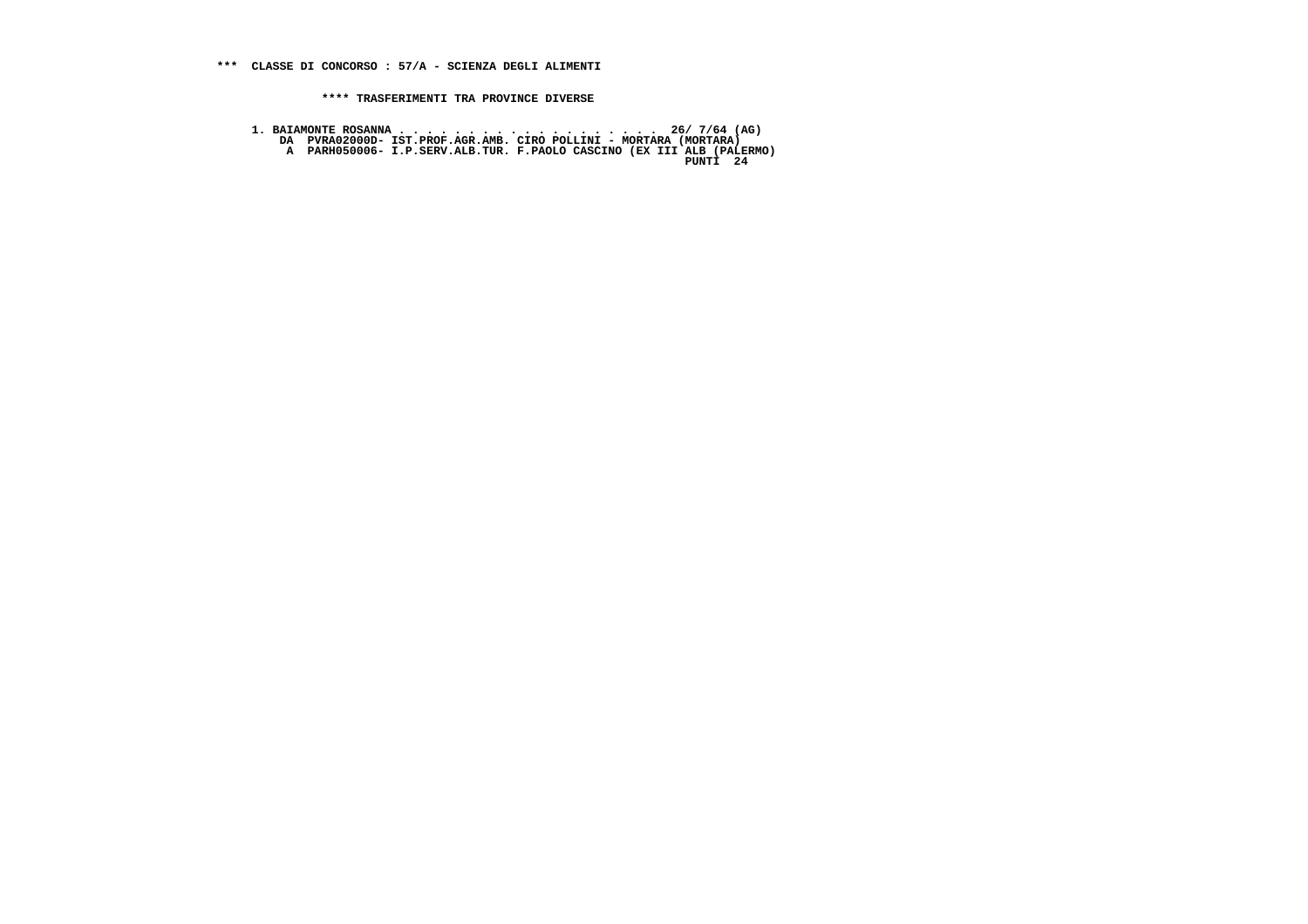**\*\*\* CLASSE DI CONCORSO : 57/A - SCIENZA DEGLI ALIMENTI**

**\*\*\*\* TRASFERIMENTI TRA PROVINCE DIVERSE**

```
1. BAIAMONTE ROSANNA . . . . . . . . . . . . . . . . . . .  26/ 7/64 (AG)
    DA  PVRA02000D- IST.PROF.AGR.AMB. CIRO POLLINI - MORTARA (MORTARA)
     A  PARH050006- I.P.SERV.ALB.TUR. F.PAOLO CASCINO (EX III ALB (PALERMO)
                                                             PUNTI  24
```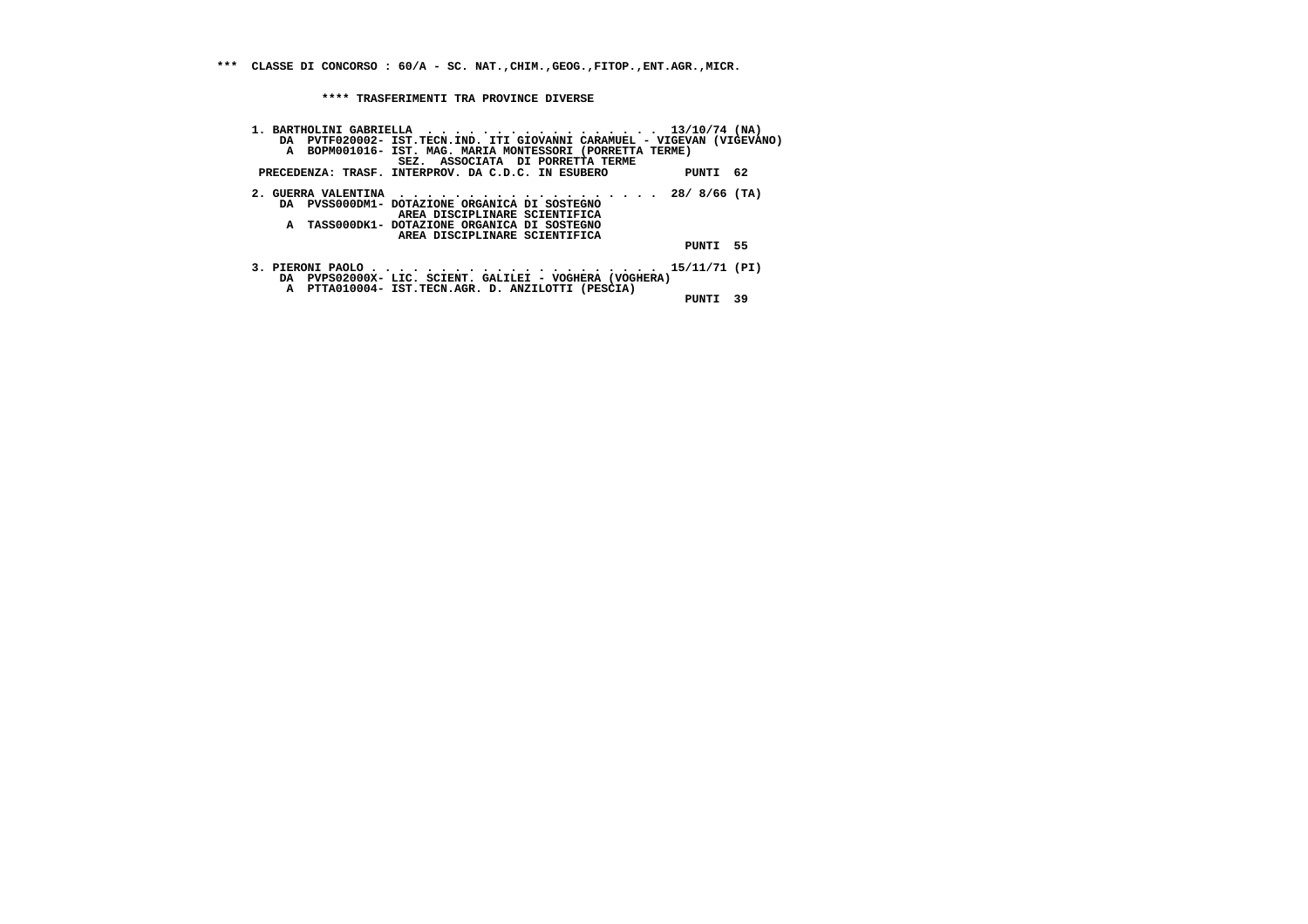\*\*\* CLASSE DI CONCORSO : 60/A - SC. NAT.,CHIM.,GEOG.,FITOP.,ENT.AGR.,MICR.

\*\*\*\* TRASFERIMENTI TRA PROVINCE DIVERSE

```
 1. BARTHOLINI GABRIELLA  . . . . . . . . . . . . . . . . .  13/10/74 (NA)
    DA  PVTF020002- IST.TECN.IND. ITI GIOVANNI CARAMUEL - VIGEVAN (VIGEVANO)
     A  BOPM001016- IST. MAG. MARIA MONTESSORI (PORRETTA TERME)
                    SEZ.  ASSOCIATA  DI PORRETTA TERME
 PRECEDENZA: TRASF. INTERPROV. DA C.D.C. IN ESUBERO           PUNTI  62

 2. GUERRA VALENTINA  . . . . . . . . . . . . . . . . . . .  28/ 8/66 (TA)
    DA  PVSS000DM1- DOTAZIONE ORGANICA DI SOSTEGNO
                    AREA DISCIPLINARE SCIENTIFICA
     A  TASS000DK1- DOTAZIONE ORGANICA DI SOSTEGNO
                    AREA DISCIPLINARE SCIENTIFICA
                                                              PUNTI  55

 3. PIERONI PAOLO . . . . . . . . . . . . . . . . . . . . .  15/11/71 (PI)
    DA  PVPS02000X- LIC. SCIENT. GALILEI - VOGHERA (VOGHERA)
     A  PTTA010004- IST.TECN.AGR. D. ANZILOTTI (PESCIA)
                                                              PUNTI  39
```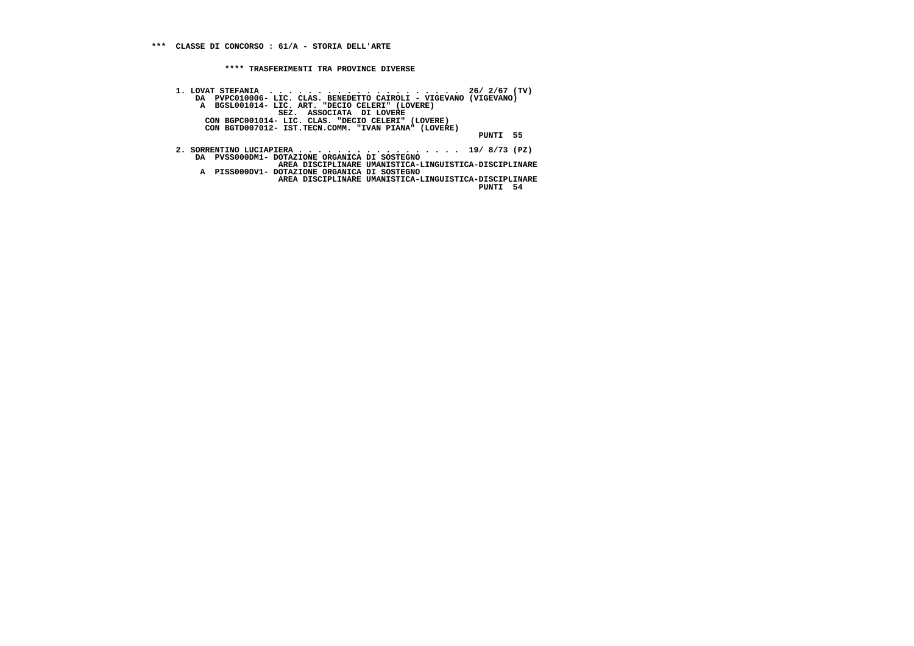**\*\*\* CLASSE DI CONCORSO : 61/A - STORIA DELL'ARTE**

**\*\*\*\* TRASFERIMENTI TRA PROVINCE DIVERSE**

```
1. LOVAT STEFANIA  . . . . . . . . . . . . . . . . . . . .  26/ 2/67 (TV)
    DA  PVPC010006- LIC. CLAS. BENEDETTO CAIROLI - VIGEVANO (VIGEVANO)
     A  BGSL001014- LIC. ART. "DECIO CELERI" (LOVERE)
                     SEZ.  ASSOCIATA  DI LOVERE
      CON BGPC001014- LIC. CLAS. "DECIO CELERI" (LOVERE)
      CON BGTD007012- IST.TECN.COMM. "IVAN PIANA" (LOVERE)
                                                              PUNTI  55

2. SORRENTINO LUCIAPIERA . . . . . . . . . . . . . . . . .  19/ 8/73 (PZ)
    DA  PVSS000DM1- DOTAZIONE ORGANICA DI SOSTEGNO
                     AREA DISCIPLINARE UMANISTICA-LINGUISTICA-DISCIPLINARE
     A  PISS000DV1- DOTAZIONE ORGANICA DI SOSTEGNO
                     AREA DISCIPLINARE UMANISTICA-LINGUISTICA-DISCIPLINARE
                                                              PUNTI  54
```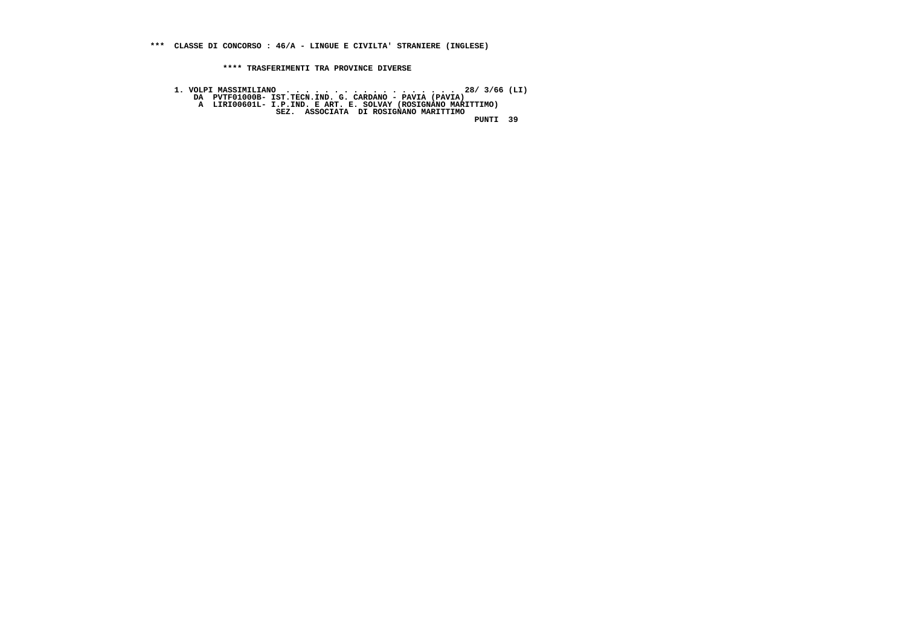**\*\*\* CLASSE DI CONCORSO : 46/A - LINGUE E CIVILTA' STRANIERE (INGLESE)**

**\*\*\*\* TRASFERIMENTI TRA PROVINCE DIVERSE**

```
1. VOLPI MASSIMILIANO  . . . . . . . . . . . . . . . . . .  28/ 3/66 (LI)
    DA  PVTF01000B- IST.TECN.IND. G. CARDANO - PAVIA (PAVIA)
     A  LIRI00601L- I.P.IND. E ART. E. SOLVAY (ROSIGNANO MARITTIMO)
                   SEZ.  ASSOCIATA  DI ROSIGNANO MARITTIMO
                                                             PUNTI  39
```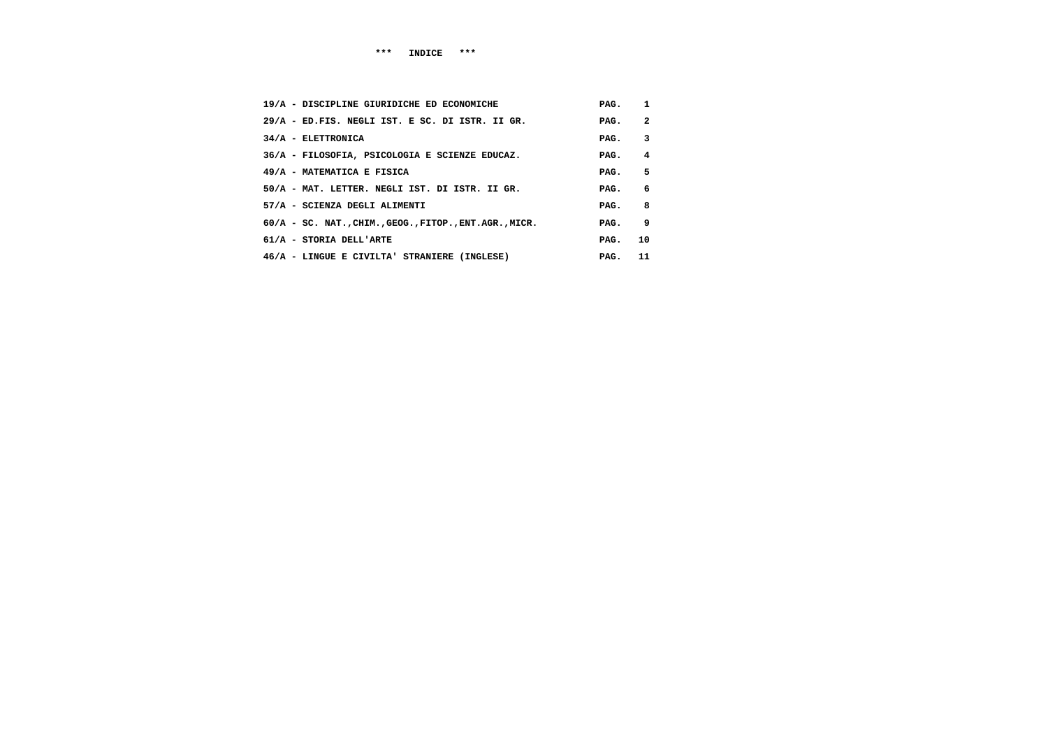# \*\*\* INDICE \*\*\*

| | | |
|---|---|---|
| 19/A - DISCIPLINE GIURIDICHE ED ECONOMICHE | PAG. | 1 |
| 29/A - ED.FIS. NEGLI IST. E SC. DI ISTR. II GR. | PAG. | 2 |
| 34/A - ELETTRONICA | PAG. | 3 |
| 36/A - FILOSOFIA, PSICOLOGIA E SCIENZE EDUCAZ. | PAG. | 4 |
| 49/A - MATEMATICA E FISICA | PAG. | 5 |
| 50/A - MAT. LETTER. NEGLI IST. DI ISTR. II GR. | PAG. | 6 |
| 57/A - SCIENZA DEGLI ALIMENTI | PAG. | 8 |
| 60/A - SC. NAT.,CHIM.,GEOG.,FITOP.,ENT.AGR.,MICR. | PAG. | 9 |
| 61/A - STORIA DELL'ARTE | PAG. | 10 |
| 46/A - LINGUE E CIVILTA' STRANIERE (INGLESE) | PAG. | 11 |